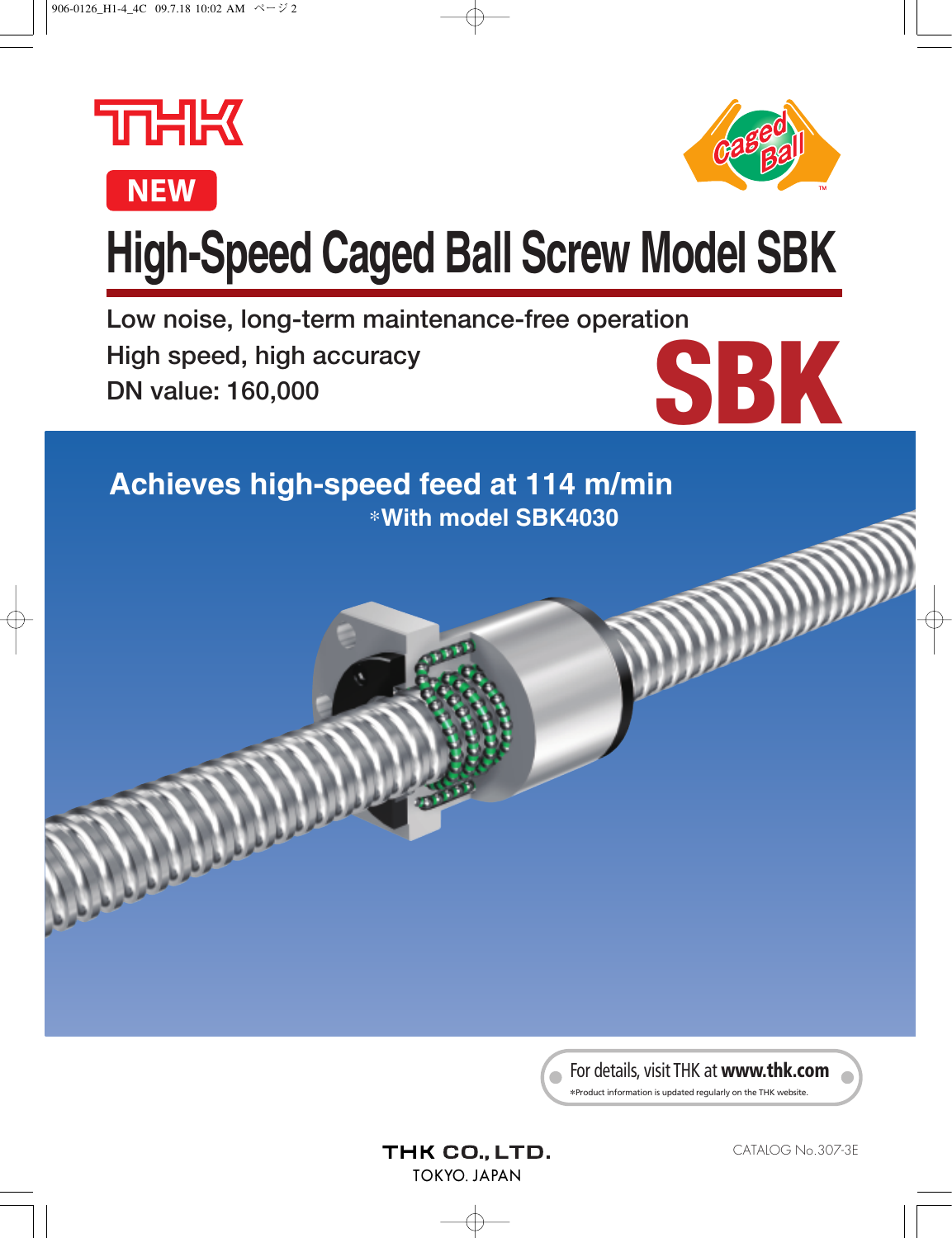THK

NEW

# High-Speed Caged Ball Screw Model SBK

Low noise, long-term maintenance-free operation

High speed, high accuracy

DN value: 160,000

SBK

## Achieves high-speed feed at 114 m/min

*With model SBK4030

For details, visit THK at **www.thk.com**

*Product information is updated regularly on the THK website.

THK CO., LTD.
TOKYO, JAPAN

CATALOG No.307-3E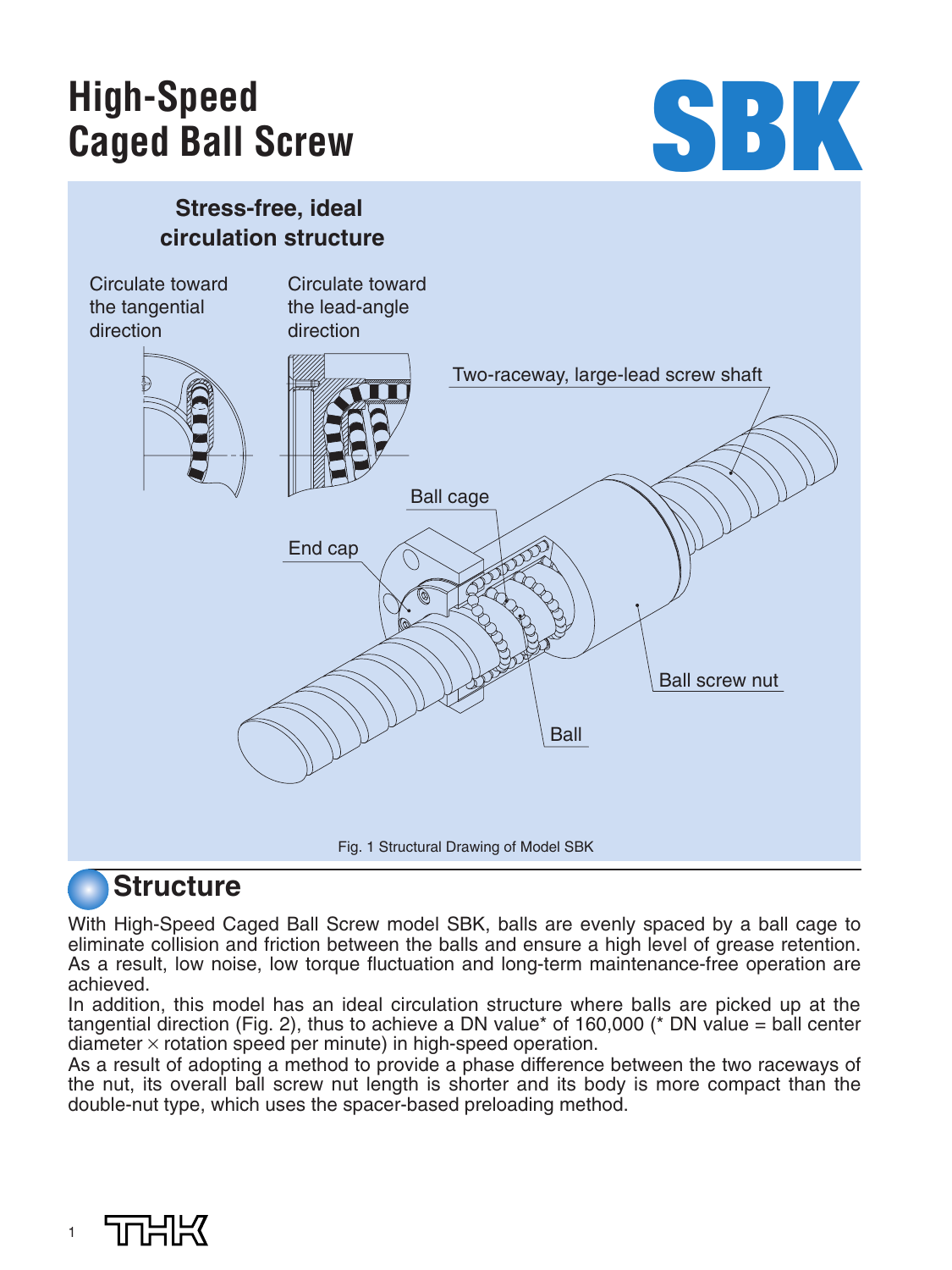# High-Speed Caged Ball Screw

# SBK

Stress-free, ideal circulation structure

Circulate toward the tangential direction

Circulate toward the lead-angle direction

Two-raceway, large-lead screw shaft

Ball cage

End cap

Ball screw nut

Ball

Fig. 1 Structural Drawing of Model SBK

## Structure

With High-Speed Caged Ball Screw model SBK, balls are evenly spaced by a ball cage to eliminate collision and friction between the balls and ensure a high level of grease retention. As a result, low noise, low torque fluctuation and long-term maintenance-free operation are achieved.

In addition, this model has an ideal circulation structure where balls are picked up at the tangential direction (Fig. 2), thus to achieve a DN value* of 160,000 (* DN value = ball center diameter × rotation speed per minute) in high-speed operation.

As a result of adopting a method to provide a phase difference between the two raceways of the nut, its overall ball screw nut length is shorter and its body is more compact than the double-nut type, which uses the spacer-based preloading method.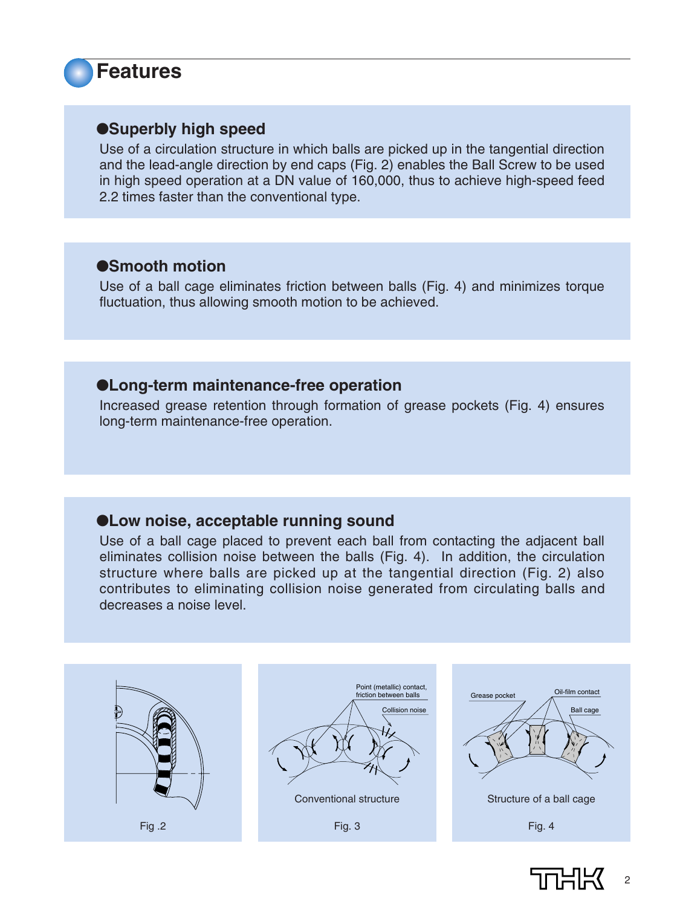# Features

### ●Superbly high speed

Use of a circulation structure in which balls are picked up in the tangential direction and the lead-angle direction by end caps (Fig. 2) enables the Ball Screw to be used in high speed operation at a DN value of 160,000, thus to achieve high-speed feed 2.2 times faster than the conventional type.

### ●Smooth motion

Use of a ball cage eliminates friction between balls (Fig. 4) and minimizes torque fluctuation, thus allowing smooth motion to be achieved.

### ●Long-term maintenance-free operation

Increased grease retention through formation of grease pockets (Fig. 4) ensures long-term maintenance-free operation.

### ●Low noise, acceptable running sound

Use of a ball cage placed to prevent each ball from contacting the adjacent ball eliminates collision noise between the balls (Fig. 4). In addition, the circulation structure where balls are picked up at the tangential direction (Fig. 2) also contributes to eliminating collision noise generated from circulating balls and decreases a noise level.

Fig .2

Point (metallic) contact, friction between balls

Collision noise

Conventional structure

Fig. 3

Grease pocket

Oil-film contact

Ball cage

Structure of a ball cage

Fig. 4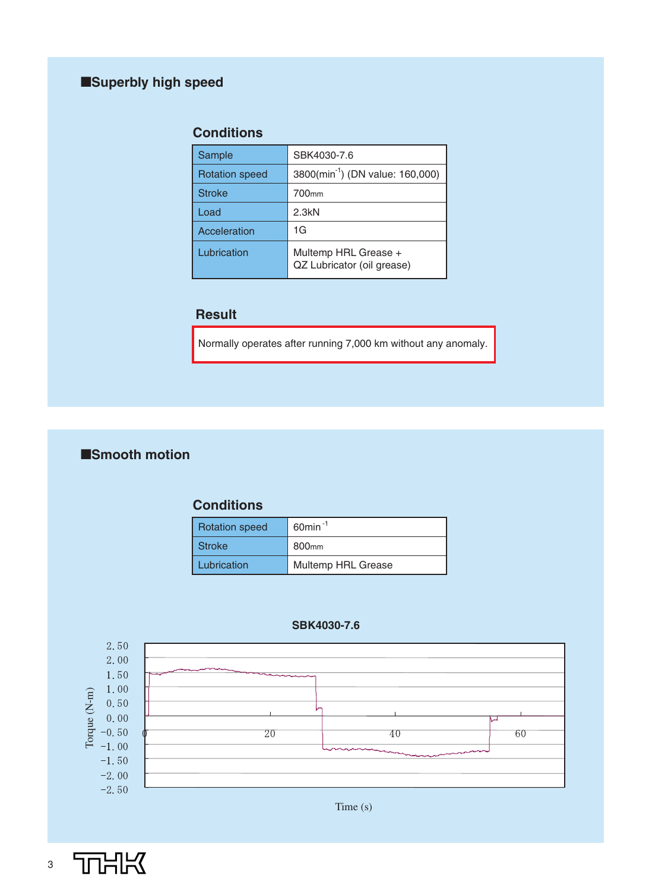## ■Superbly high speed

### Conditions

| Sample | SBK4030-7.6 |
|---|---|
| Rotation speed | 3800(min$^{-1}$) (DN value: 160,000) |
| Stroke | 700mm |
| Load | 2.3kN |
| Acceleration | 1G |
| Lubrication | Multemp HRL Grease + QZ Lubricator (oil grease) |

### Result

Normally operates after running 7,000 km without any anomaly.

## ■Smooth motion

### Conditions

| Rotation speed | 60min$^{-1}$ |
|---|---|
| Stroke | 800mm |
| Lubrication | Multemp HRL Grease |

**SBK4030-7.6**

Torque (N-m)

Time (s)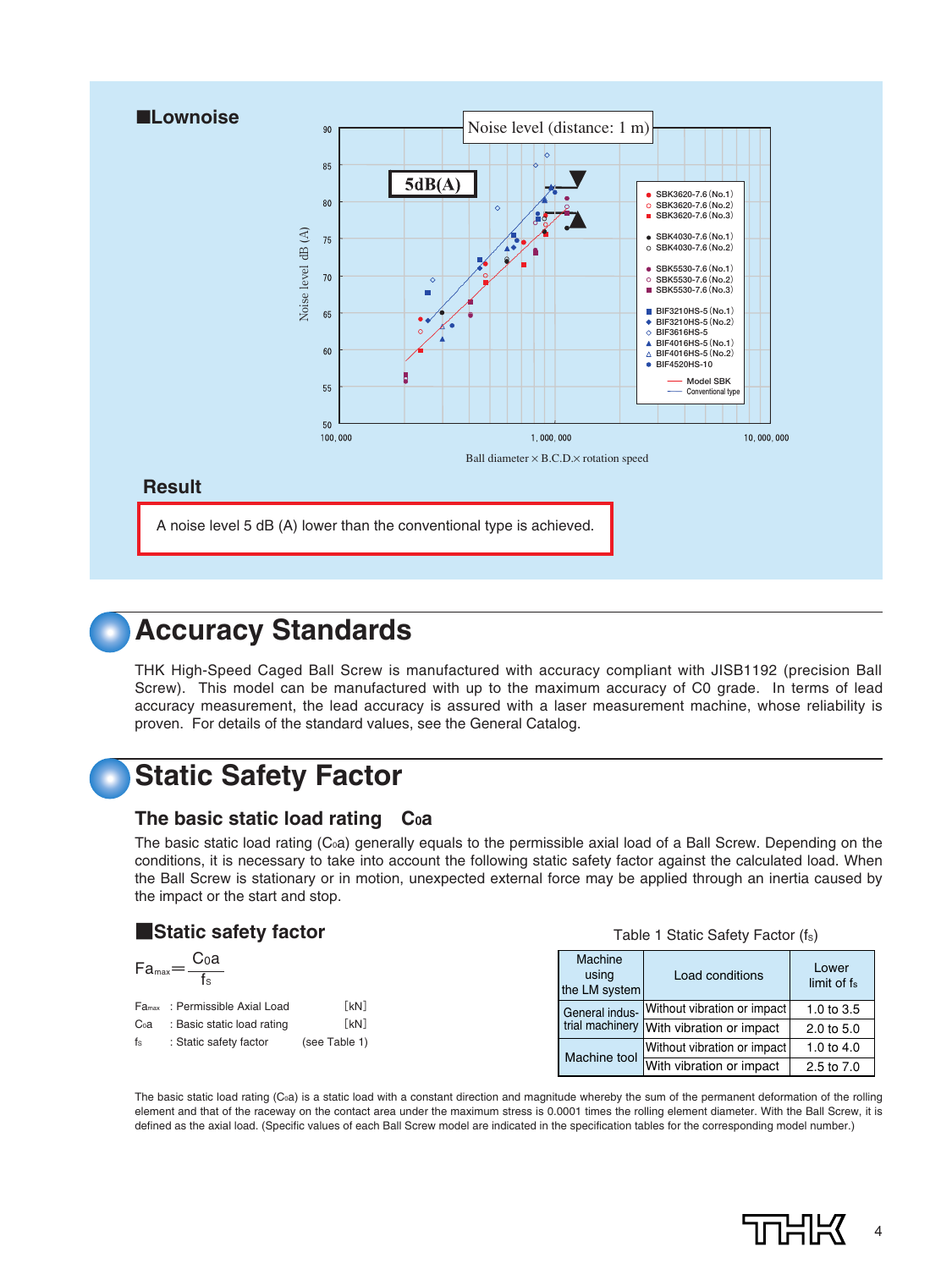## ■Lownoise

Noise level (distance: 1 m)

5dB(A)

Noise level dB (A)

Ball diameter × B.C.D.× rotation speed

- SBK3620-7.6 (No.1)
- SBK3620-7.6 (No.2)
- SBK3620-7.6 (No.3)
- SBK4030-7.6 (No.1)
- SBK4030-7.6 (No.2)
- SBK5530-7.6 (No.1)
- SBK5530-7.6 (No.2)
- SBK5530-7.6 (No.3)
- BIF3210HS-5 (No.1)
- BIF3210HS-5 (No.2)
- BIF3616HS-5
- BIF4016HS-5 (No.1)
- BIF4016HS-5 (No.2)
- BIF4520HS-10
- Model SBK
- Conventional type

## Result

A noise level 5 dB (A) lower than the conventional type is achieved.

# Accuracy Standards

THK High-Speed Caged Ball Screw is manufactured with accuracy compliant with JISB1192 (precision Ball Screw). This model can be manufactured with up to the maximum accuracy of C0 grade. In terms of lead accuracy measurement, the lead accuracy is assured with a laser measurement machine, whose reliability is proven. For details of the standard values, see the General Catalog.

# Static Safety Factor

## The basic static load rating $C_0a$

The basic static load rating ($C_0a$) generally equals to the permissible axial load of a Ball Screw. Depending on the conditions, it is necessary to take into account the following static safety factor against the calculated load. When the Ball Screw is stationary or in motion, unexpected external force may be applied through an inertia caused by the impact or the start and stop.

### ■Static safety factor

$$Fa_{max} = \frac{C_0a}{f_S}$$

$Fa_{max}$ : Permissible Axial Load [kN]
$C_0a$ : Basic static load rating [kN]
$f_S$ : Static safety factor (see Table 1)

Table 1 Static Safety Factor ($f_S$)

| Machine using the LM system | Load conditions | Lower limit of $f_S$ |
|---|---|---|
| General industrial machinery | Without vibration or impact | 1.0 to 3.5 |
| | With vibration or impact | 2.0 to 5.0 |
| Machine tool | Without vibration or impact | 1.0 to 4.0 |
| | With vibration or impact | 2.5 to 7.0 |

The basic static load rating ($C_0a$) is a static load with a constant direction and magnitude whereby the sum of the permanent deformation of the rolling element and that of the raceway on the contact area under the maximum stress is 0.0001 times the rolling element diameter. With the Ball Screw, it is defined as the axial load. (Specific values of each Ball Screw model are indicated in the specification tables for the corresponding model number.)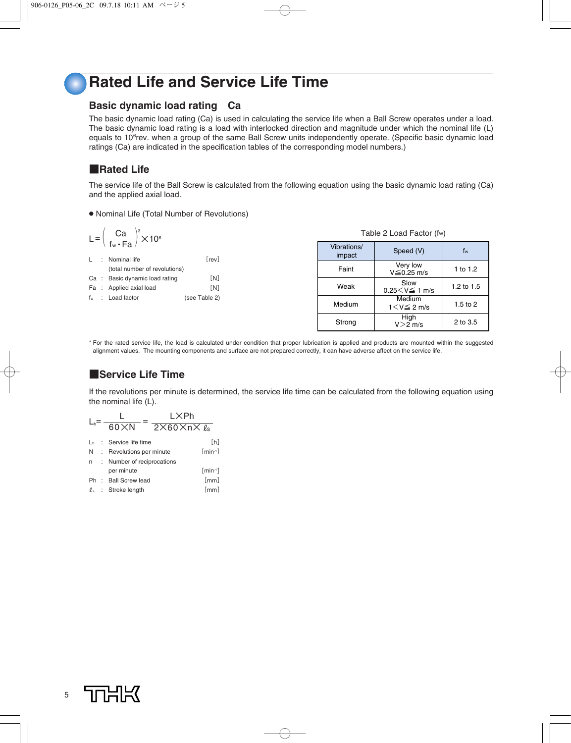# Rated Life and Service Life Time

## Basic dynamic load rating Ca

The basic dynamic load rating (Ca) is used in calculating the service life when a Ball Screw operates under a load. The basic dynamic load rating is a load with interlocked direction and magnitude under which the nominal life (L) equals to $10^6$rev. when a group of the same Ball Screw units independently operate. (Specific basic dynamic load ratings (Ca) are indicated in the specification tables of the corresponding model numbers.)

### ■Rated Life

The service life of the Ball Screw is calculated from the following equation using the basic dynamic load rating (Ca) and the applied axial load.

● Nominal Life (Total Number of Revolutions)

$$L = \left( \frac{Ca}{f_w \cdot Fa} \right)^3 \times 10^6$$

| | | | |
|---|---|---|---|
| L | : | Nominal life (total number of revolutions) | [rev] |
| Ca | : | Basic dynamic load rating | [N] |
| Fa | : | Applied axial load | [N] |
| $f_w$ | : | Load factor | (see Table 2) |

Table 2 Load Factor ($f_w$)

| Vibrations/ impact | Speed (V) | $f_w$ |
|---|---|---|
| Faint | Very low $V \leqq 0.25$ m/s | 1 to 1.2 |
| Weak | Slow $0.25 < V \leqq 1$ m/s | 1.2 to 1.5 |
| Medium | Medium $1 < V \leqq 2$ m/s | 1.5 to 2 |
| Strong | High $V > 2$ m/s | 2 to 3.5 |

* For the rated service life, the load is calculated under condition that proper lubrication is applied and products are mounted within the suggested alignment values. The mounting components and surface are not prepared correctly, it can have adverse affect on the service life.

### ■Service Life Time

If the revolutions per minute is determined, the service life time can be calculated from the following equation using the nominal life (L).

$$L_h = \frac{L}{60 \times N} = \frac{L \times Ph}{2 \times 60 \times n \times \ell_s}$$

| | | | |
|---|---|---|---|
| $L_h$ | : | Service life time | [h] |
| N | : | Revolutions per minute | [min$^{-1}$] |
| n | : | Number of reciprocations per minute | [min$^{-1}$] |
| Ph | : | Ball Screw lead | [mm] |
| $\ell_s$ | : | Stroke length | [mm] |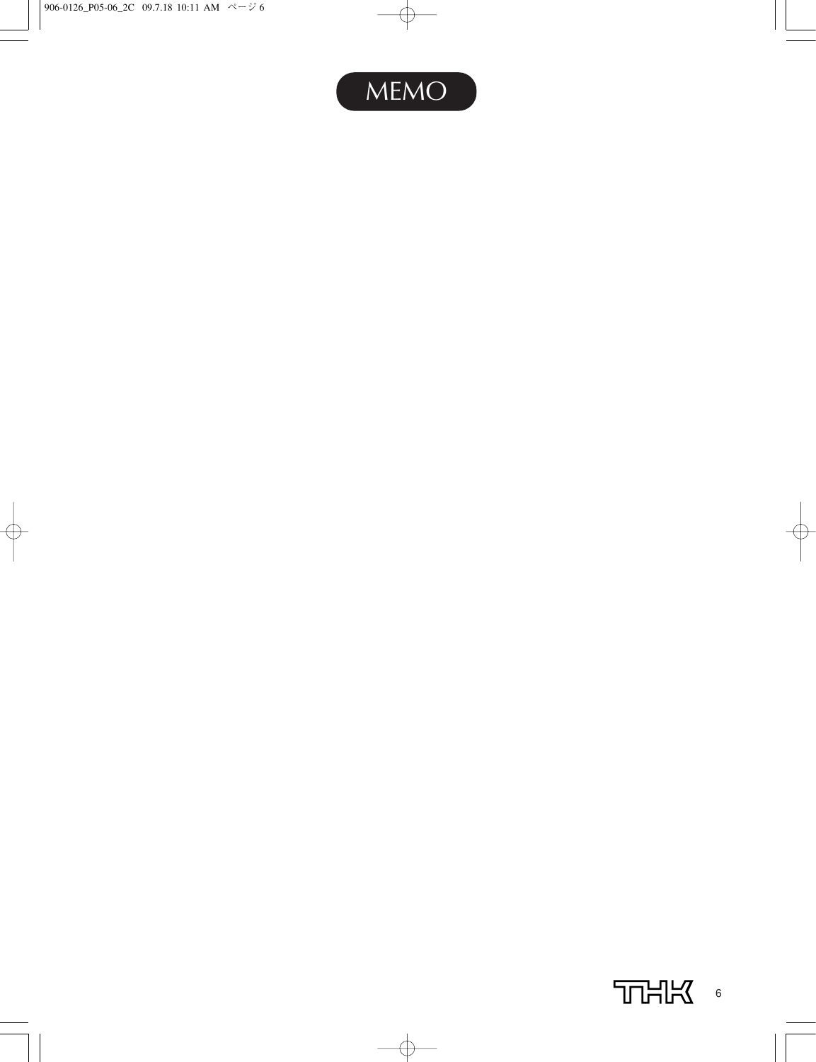# MEMO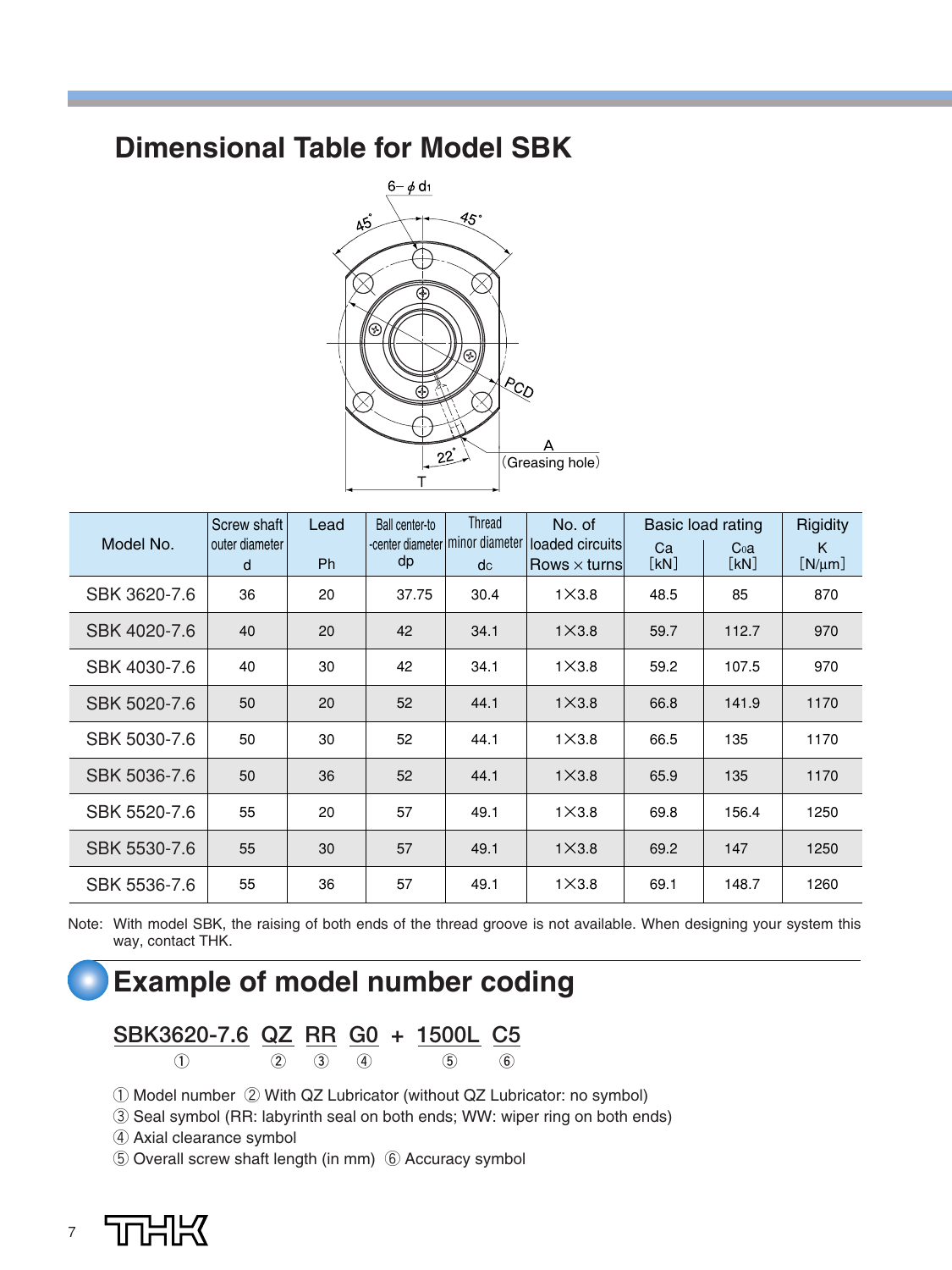## Dimensional Table for Model SBK

| Model No. | Screw shaft outer diameter d | Lead Ph | Ball center-to-center diameter dp | Thread minor diameter dc | No. of loaded circuits Rows × turns | Basic load rating Ca [kN] | Basic load rating C0a [kN] | Rigidity K [N/μm] |
|---|---|---|---|---|---|---|---|---|
| SBK 3620-7.6 | 36 | 20 | 37.75 | 30.4 | 1×3.8 | 48.5 | 85 | 870 |
| SBK 4020-7.6 | 40 | 20 | 42 | 34.1 | 1×3.8 | 59.7 | 112.7 | 970 |
| SBK 4030-7.6 | 40 | 30 | 42 | 34.1 | 1×3.8 | 59.2 | 107.5 | 970 |
| SBK 5020-7.6 | 50 | 20 | 52 | 44.1 | 1×3.8 | 66.8 | 141.9 | 1170 |
| SBK 5030-7.6 | 50 | 30 | 52 | 44.1 | 1×3.8 | 66.5 | 135 | 1170 |
| SBK 5036-7.6 | 50 | 36 | 52 | 44.1 | 1×3.8 | 65.9 | 135 | 1170 |
| SBK 5520-7.6 | 55 | 20 | 57 | 49.1 | 1×3.8 | 69.8 | 156.4 | 1250 |
| SBK 5530-7.6 | 55 | 30 | 57 | 49.1 | 1×3.8 | 69.2 | 147 | 1250 |
| SBK 5536-7.6 | 55 | 36 | 57 | 49.1 | 1×3.8 | 69.1 | 148.7 | 1260 |

Note: With model SBK, the raising of both ends of the thread groove is not available. When designing your system this way, contact THK.

## Example of model number coding

**SBK3620-7.6 QZ RR G0 + 1500L C5**

① ② ③ ④ ⑤ ⑥

① Model number ② With QZ Lubricator (without QZ Lubricator: no symbol)
③ Seal symbol (RR: labyrinth seal on both ends; WW: wiper ring on both ends)
④ Axial clearance symbol
⑤ Overall screw shaft length (in mm) ⑥ Accuracy symbol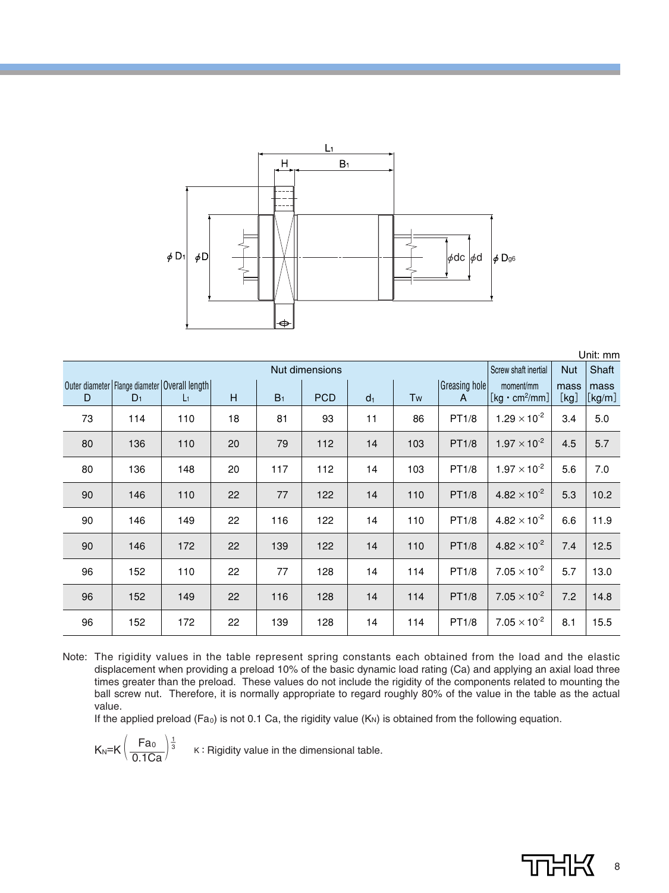Unit: mm

| Nut dimensions | | | | | | | | | Screw shaft inertial moment/mm | Nut mass | Shaft mass |
|---|---|---|---|---|---|---|---|---|---|---|---|
| Outer diameter D | Flange diameter $D_1$ | Overall length $L_1$ | H | $B_1$ | PCD | $d_1$ | Tw | Greasing hole A | [kg・cm²/mm] | [kg] | [kg/m] |
| 73 | 114 | 110 | 18 | 81 | 93 | 11 | 86 | PT1/8 | $1.29 \times 10^{-2}$ | 3.4 | 5.0 |
| 80 | 136 | 110 | 20 | 79 | 112 | 14 | 103 | PT1/8 | $1.97 \times 10^{-2}$ | 4.5 | 5.7 |
| 80 | 136 | 148 | 20 | 117 | 112 | 14 | 103 | PT1/8 | $1.97 \times 10^{-2}$ | 5.6 | 7.0 |
| 90 | 146 | 110 | 22 | 77 | 122 | 14 | 110 | PT1/8 | $4.82 \times 10^{-2}$ | 5.3 | 10.2 |
| 90 | 146 | 149 | 22 | 116 | 122 | 14 | 110 | PT1/8 | $4.82 \times 10^{-2}$ | 6.6 | 11.9 |
| 90 | 146 | 172 | 22 | 139 | 122 | 14 | 110 | PT1/8 | $4.82 \times 10^{-2}$ | 7.4 | 12.5 |
| 96 | 152 | 110 | 22 | 77 | 128 | 14 | 114 | PT1/8 | $7.05 \times 10^{-2}$ | 5.7 | 13.0 |
| 96 | 152 | 149 | 22 | 116 | 128 | 14 | 114 | PT1/8 | $7.05 \times 10^{-2}$ | 7.2 | 14.8 |
| 96 | 152 | 172 | 22 | 139 | 128 | 14 | 114 | PT1/8 | $7.05 \times 10^{-2}$ | 8.1 | 15.5 |

Note: The rigidity values in the table represent spring constants each obtained from the load and the elastic displacement when providing a preload 10% of the basic dynamic load rating (Ca) and applying an axial load three times greater than the preload. These values do not include the rigidity of the components related to mounting the ball screw nut. Therefore, it is normally appropriate to regard roughly 80% of the value in the table as the actual value.

If the applied preload ($Fa_0$) is not 0.1 Ca, the rigidity value ($K_N$) is obtained from the following equation.

$$K_N = K\left(\frac{Fa_0}{0.1Ca}\right)^{\frac{1}{3}}$$

K : Rigidity value in the dimensional table.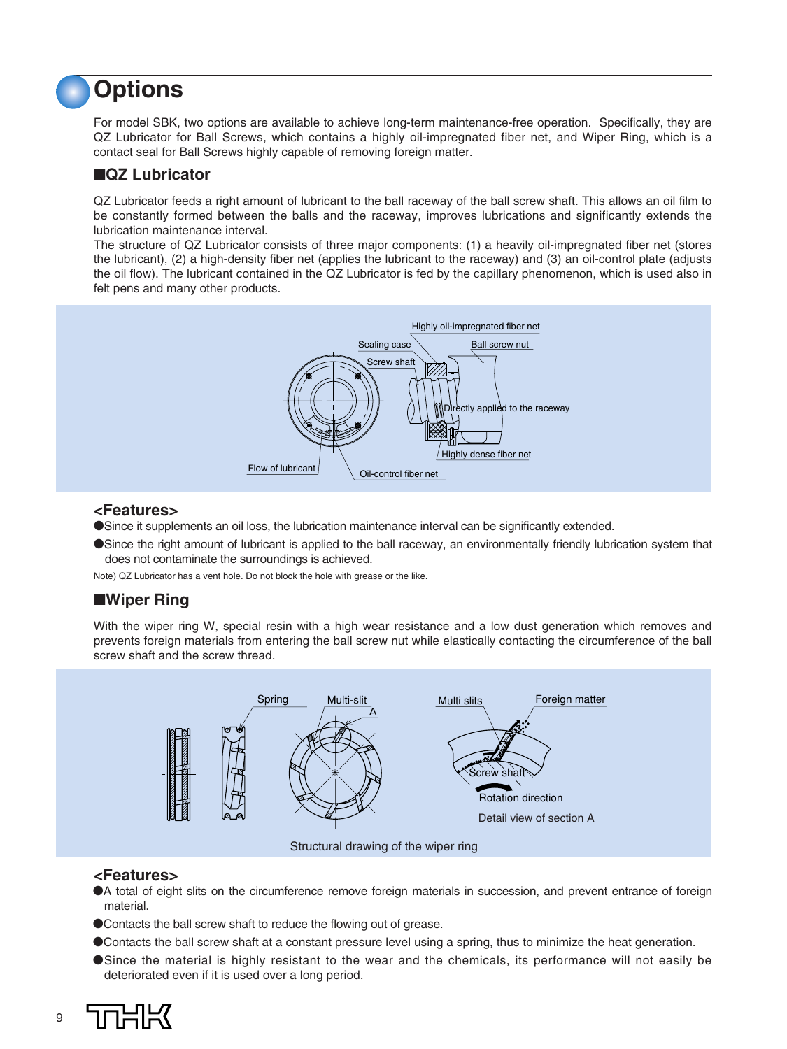# Options

For model SBK, two options are available to achieve long-term maintenance-free operation. Specifically, they are QZ Lubricator for Ball Screws, which contains a highly oil-impregnated fiber net, and Wiper Ring, which is a contact seal for Ball Screws highly capable of removing foreign matter.

## ■QZ Lubricator

QZ Lubricator feeds a right amount of lubricant to the ball raceway of the ball screw shaft. This allows an oil film to be constantly formed between the balls and the raceway, improves lubrications and significantly extends the lubrication maintenance interval.

The structure of QZ Lubricator consists of three major components: (1) a heavily oil-impregnated fiber net (stores the lubricant), (2) a high-density fiber net (applies the lubricant to the raceway) and (3) an oil-control plate (adjusts the oil flow). The lubricant contained in the QZ Lubricator is fed by the capillary phenomenon, which is used also in felt pens and many other products.

### <Features>

- ●Since it supplements an oil loss, the lubrication maintenance interval can be significantly extended.
- ●Since the right amount of lubricant is applied to the ball raceway, an environmentally friendly lubrication system that does not contaminate the surroundings is achieved.

Note) QZ Lubricator has a vent hole. Do not block the hole with grease or the like.

## ■Wiper Ring

With the wiper ring W, special resin with a high wear resistance and a low dust generation which removes and prevents foreign materials from entering the ball screw nut while elastically contacting the circumference of the ball screw shaft and the screw thread.

Structural drawing of the wiper ring

### <Features>

- ●A total of eight slits on the circumference remove foreign materials in succession, and prevent entrance of foreign material.
- ●Contacts the ball screw shaft to reduce the flowing out of grease.
- ●Contacts the ball screw shaft at a constant pressure level using a spring, thus to minimize the heat generation.
- ●Since the material is highly resistant to the wear and the chemicals, its performance will not easily be deteriorated even if it is used over a long period.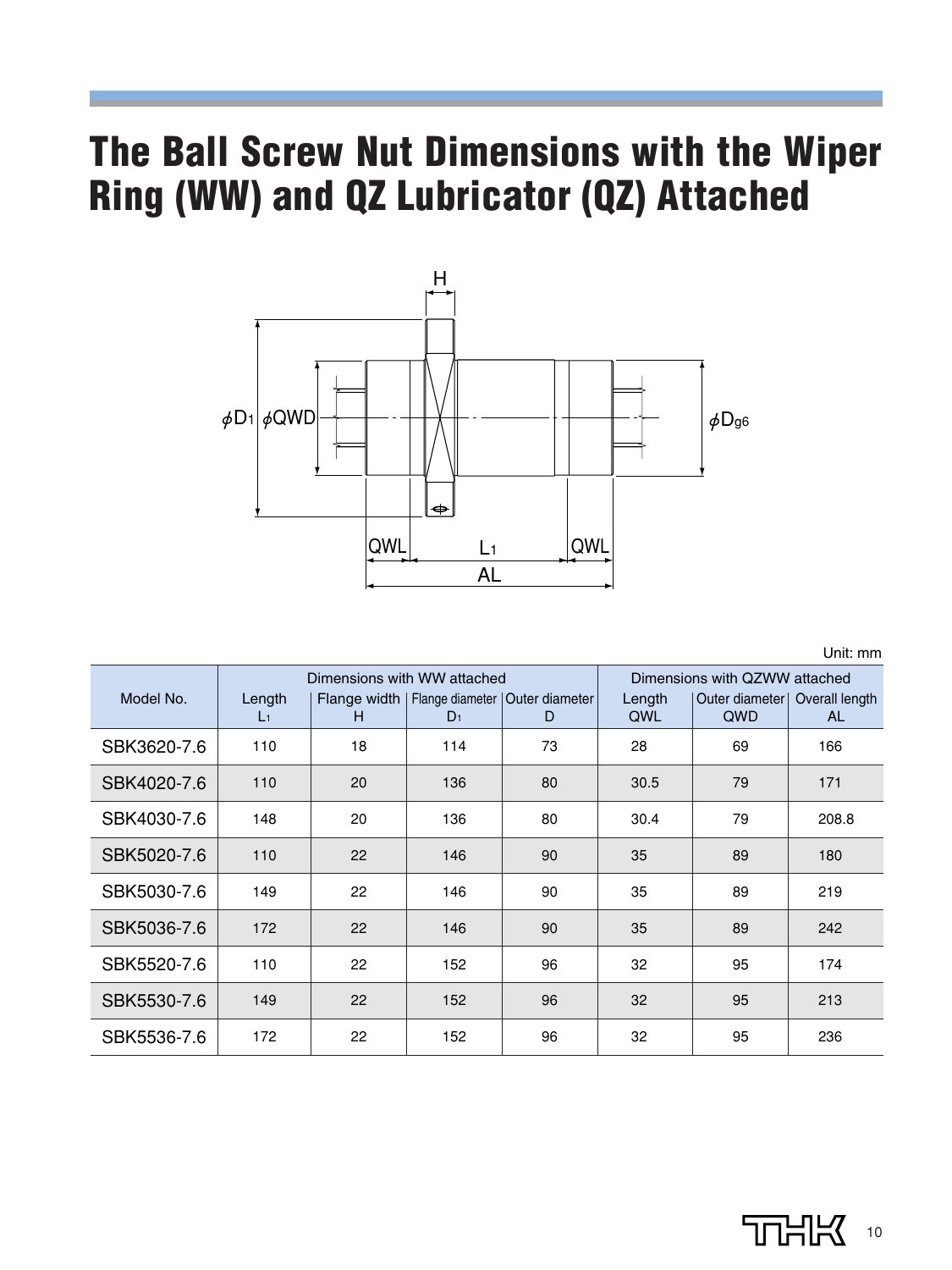# The Ball Screw Nut Dimensions with the Wiper Ring (WW) and QZ Lubricator (QZ) Attached

Unit: mm

| Model No. | Dimensions with WW attached | | | | Dimensions with QZWW attached | | |
|---|---|---|---|---|---|---|---|
| | Length $L_1$ | Flange width H | Flange diameter $D_1$ | Outer diameter D | Length QWL | Outer diameter QWD | Overall length AL |
| SBK3620-7.6 | 110 | 18 | 114 | 73 | 28 | 69 | 166 |
| SBK4020-7.6 | 110 | 20 | 136 | 80 | 30.5 | 79 | 171 |
| SBK4030-7.6 | 148 | 20 | 136 | 80 | 30.4 | 79 | 208.8 |
| SBK5020-7.6 | 110 | 22 | 146 | 90 | 35 | 89 | 180 |
| SBK5030-7.6 | 149 | 22 | 146 | 90 | 35 | 89 | 219 |
| SBK5036-7.6 | 172 | 22 | 146 | 90 | 35 | 89 | 242 |
| SBK5520-7.6 | 110 | 22 | 152 | 96 | 32 | 95 | 174 |
| SBK5530-7.6 | 149 | 22 | 152 | 96 | 32 | 95 | 213 |
| SBK5536-7.6 | 172 | 22 | 152 | 96 | 32 | 95 | 236 |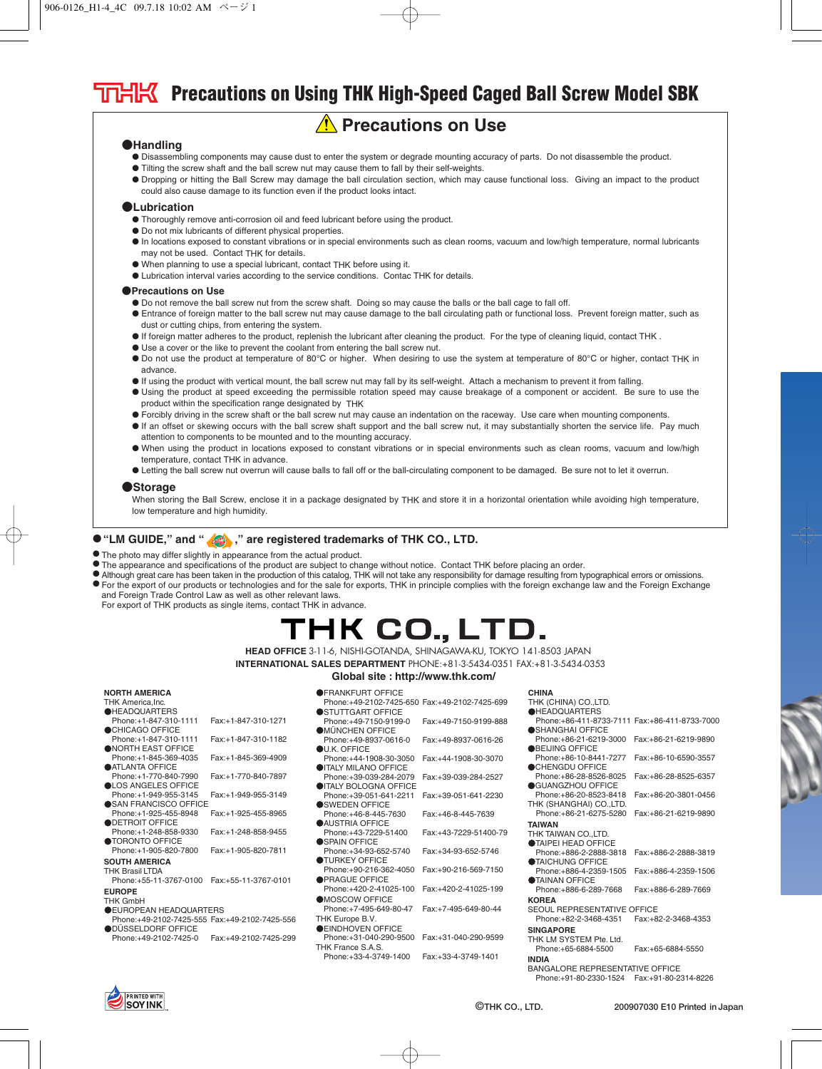# THK Precautions on Using THK High-Speed Caged Ball Screw Model SBK

## ⚠ Precautions on Use

### ●Handling

- Disassembling components may cause dust to enter the system or degrade mounting accuracy of parts. Do not disassemble the product.
- Tilting the screw shaft and the ball screw nut may cause them to fall by their self-weights.
- Dropping or hitting the Ball Screw may damage the ball circulation section, which may cause functional loss. Giving an impact to the product could also cause damage to its function even if the product looks intact.

### ●Lubrication

- Thoroughly remove anti-corrosion oil and feed lubricant before using the product.
- Do not mix lubricants of different physical properties.
- In locations exposed to constant vibrations or in special environments such as clean rooms, vacuum and low/high temperature, normal lubricants may not be used. Contact THK for details.
- When planning to use a special lubricant, contact THK before using it.
- Lubrication interval varies according to the service conditions. Contac THK for details.

### ●Precautions on Use

- Do not remove the ball screw nut from the screw shaft. Doing so may cause the balls or the ball cage to fall off.
- Entrance of foreign matter to the ball screw nut may cause damage to the ball circulating path or functional loss. Prevent foreign matter, such as dust or cutting chips, from entering the system.
- If foreign matter adheres to the product, replenish the lubricant after cleaning the product. For the type of cleaning liquid, contact THK .
- Use a cover or the like to prevent the coolant from entering the ball screw nut.
- Do not use the product at temperature of 80°C or higher. When desiring to use the system at temperature of 80°C or higher, contact THK in advance.
- If using the product with vertical mount, the ball screw nut may fall by its self-weight. Attach a mechanism to prevent it from falling.
- Using the product at speed exceeding the permissible rotation speed may cause breakage of a component or accident. Be sure to use the product within the specification range designated by THK
- Forcibly driving in the screw shaft or the ball screw nut may cause an indentation on the raceway. Use care when mounting components.
- If an offset or skewing occurs with the ball screw shaft support and the ball screw nut, it may substantially shorten the service life. Pay much attention to components to be mounted and to the mounting accuracy.
- When using the product in locations exposed to constant vibrations or in special environments such as clean rooms, vacuum and low/high temperature, contact THK in advance.
- Letting the ball screw nut overrun will cause balls to fall off or the ball-circulating component to be damaged. Be sure not to let it overrun.

### ●Storage

When storing the Ball Screw, enclose it in a package designated by THK and store it in a horizontal orientation while avoiding high temperature, low temperature and high humidity.

**●"LM GUIDE," and " ," are registered trademarks of THK CO., LTD.**

- The photo may differ slightly in appearance from the actual product.
- The appearance and specifications of the product are subject to change without notice. Contact THK before placing an order.
- Although great care has been taken in the production of this catalog, THK will not take any responsibility for damage resulting from typographical errors or omissions.
- For the export of our products or technologies and for the sale for exports, THK in principle complies with the foreign exchange law and the Foreign Exchange and Foreign Trade Control Law as well as other relevant laws.
  For export of THK products as single items, contact THK in advance.

# THK CO., LTD.

**HEAD OFFICE** 3-11-6, NISHI-GOTANDA, SHINAGAWA-KU, TOKYO 141-8503 JAPAN
**INTERNATIONAL SALES DEPARTMENT** PHONE:+81-3-5434-0351 FAX:+81-3-5434-0353
**Global site : http://www.thk.com/**

**NORTH AMERICA**
THK America,Inc.
●HEADQUARTERS
Phone:+1-847-310-1111 Fax:+1-847-310-1271
●CHICAGO OFFICE
Phone:+1-847-310-1111 Fax:+1-847-310-1182
●NORTH EAST OFFICE
Phone:+1-845-369-4035 Fax:+1-845-369-4909
●ATLANTA OFFICE
Phone:+1-770-840-7990 Fax:+1-770-840-7897
●LOS ANGELES OFFICE
Phone:+1-949-955-3145 Fax:+1-949-955-3149
●SAN FRANCISCO OFFICE
Phone:+1-925-455-8948 Fax:+1-925-455-8965
●DETROIT OFFICE
Phone:+1-248-858-9330 Fax:+1-248-858-9455
●TORONTO OFFICE
Phone:+1-905-820-7800 Fax:+1-905-820-7811

**SOUTH AMERICA**
THK Brasil LTDA
Phone:+55-11-3767-0100 Fax:+55-11-3767-0101

**EUROPE**
THK GmbH
●EUROPEAN HEADQUARTERS
Phone:+49-2102-7425-555 Fax:+49-2102-7425-556
●DÜSSELDORF OFFICE
Phone:+49-2102-7425-0 Fax:+49-2102-7425-299
●FRANKFURT OFFICE
Phone:+49-2102-7425-650 Fax:+49-2102-7425-699
●STUTTGART OFFICE
Phone:+49-7150-9199-0 Fax:+49-7150-9199-888
●MÜNCHEN OFFICE
Phone:+49-8937-0616-0 Fax:+49-8937-0616-26
●U.K. OFFICE
Phone:+44-1908-30-3050 Fax:+44-1908-30-3070
●ITALY MILANO OFFICE
Phone:+39-039-284-2079 Fax:+39-039-284-2527
●ITALY BOLOGNA OFFICE
Phone:+39-051-641-2211 Fax:+39-051-641-2230
●SWEDEN OFFICE
Phone:+46-8-445-7630 Fax:+46-8-445-7639
●AUSTRIA OFFICE
Phone:+43-7229-51400 Fax:+43-7229-51400-79
●SPAIN OFFICE
Phone:+34-93-652-5740 Fax:+34-93-652-5746
●TURKEY OFFICE
Phone:+90-216-362-4050 Fax:+90-216-569-7150
●PRAGUE OFFICE
Phone:+420-2-41025-100 Fax:+420-2-41025-199
●MOSCOW OFFICE
Phone:+7-495-649-80-47 Fax:+7-495-649-80-44
THK Europe B.V.
●EINDHOVEN OFFICE
Phone:+31-040-290-9500 Fax:+31-040-290-9599
THK France S.A.S.
Phone:+33-4-3749-1400 Fax:+33-4-3749-1401

**CHINA**
THK (CHINA) CO.,LTD.
●HEADQUARTERS
Phone:+86-411-8733-7111 Fax:+86-411-8733-7000
●SHANGHAI OFFICE
Phone:+86-21-6219-3000 Fax:+86-21-6219-9890
●BEIJING OFFICE
Phone:+86-10-8441-7277 Fax:+86-10-6590-3557
●CHENGDU OFFICE
Phone:+86-28-8526-8025 Fax:+86-28-8525-6357
●GUANGZHOU OFFICE
Phone:+86-20-8523-8418 Fax:+86-20-3801-0456
THK (SHANGHAI) CO.,LTD.
Phone:+86-21-6275-5280 Fax:+86-21-6219-9890

**TAIWAN**
THK TAIWAN CO.,LTD.
●TAIPEI HEAD OFFICE
Phone:+886-2-2888-3818 Fax:+886-2-2888-3819
●TAICHUNG OFFICE
Phone:+886-4-2359-1505 Fax:+886-4-2359-1506
●TAINAN OFFICE
Phone:+886-6-289-7668 Fax:+886-6-289-7669

**KOREA**
SEOUL REPRESENTATIVE OFFICE
Phone:+82-2-3468-4351 Fax:+82-2-3468-4353

**SINGAPORE**
THK LM SYSTEM Pte. Ltd.
Phone:+65-6884-5500 Fax:+65-6884-5550

**INDIA**
BANGALORE REPRESENTATIVE OFFICE
Phone:+91-80-2330-1524 Fax:+91-80-2314-8226

PRINTED WITH SOY INK

©THK CO., LTD. 200907030 E10 Printed in Japan